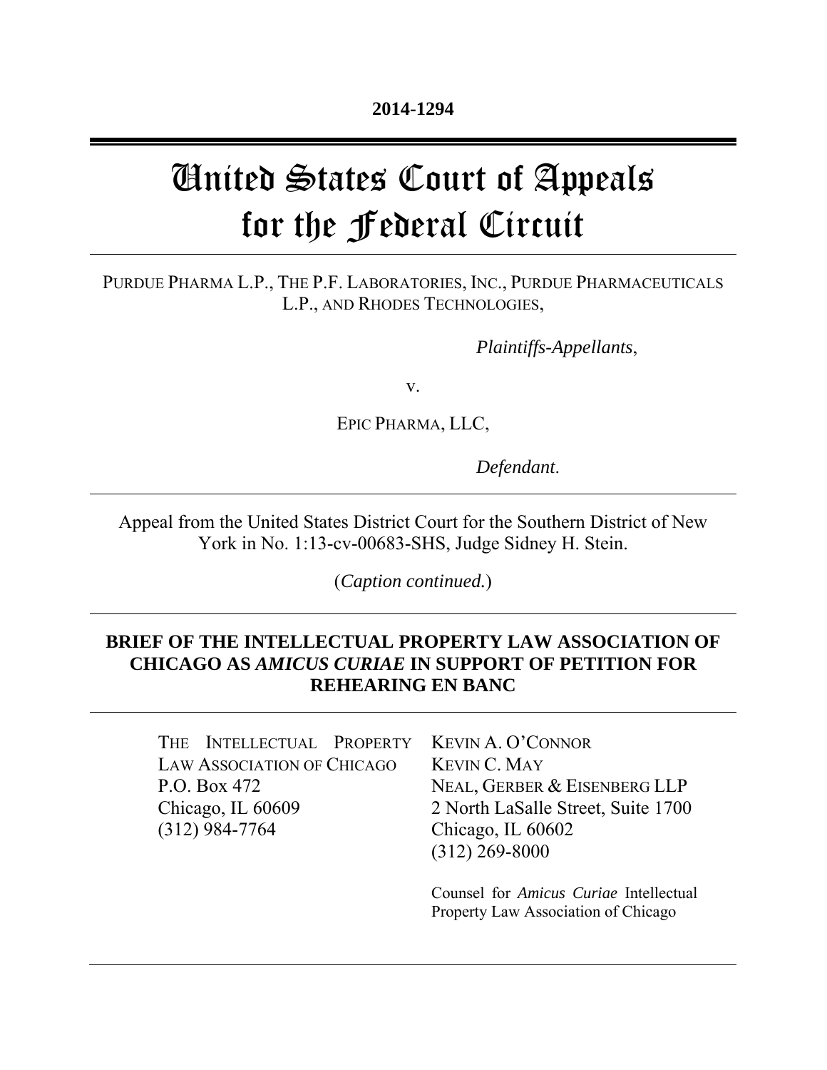**2014-1294**

# United States Court of Appeals for the Federal Circuit

PURDUE PHARMA L.P., THE P.F. LABORATORIES, INC., PURDUE PHARMACEUTICALS L.P., AND RHODES TECHNOLOGIES,

*Plaintiffs-Appellants*,

v.

EPIC PHARMA, LLC,

*Defendant*.

Appeal from the United States District Court for the Southern District of New York in No. 1:13-cv-00683-SHS, Judge Sidney H. Stein.

(*Caption continued.*)

**BRIEF OF THE INTELLECTUAL PROPERTY LAW ASSOCIATION OF CHICAGO AS *AMICUS CURIAE* IN SUPPORT OF PETITION FOR REHEARING EN BANC**

THE INTELLECTUAL PROPERTY LAW ASSOCIATION OF CHICAGO
P.O. Box 472
Chicago, IL 60609
(312) 984-7764

KEVIN A. O'CONNOR
KEVIN C. MAY
NEAL, GERBER & EISENBERG LLP
2 North LaSalle Street, Suite 1700
Chicago, IL 60602
(312) 269-8000

Counsel for *Amicus Curiae* Intellectual Property Law Association of Chicago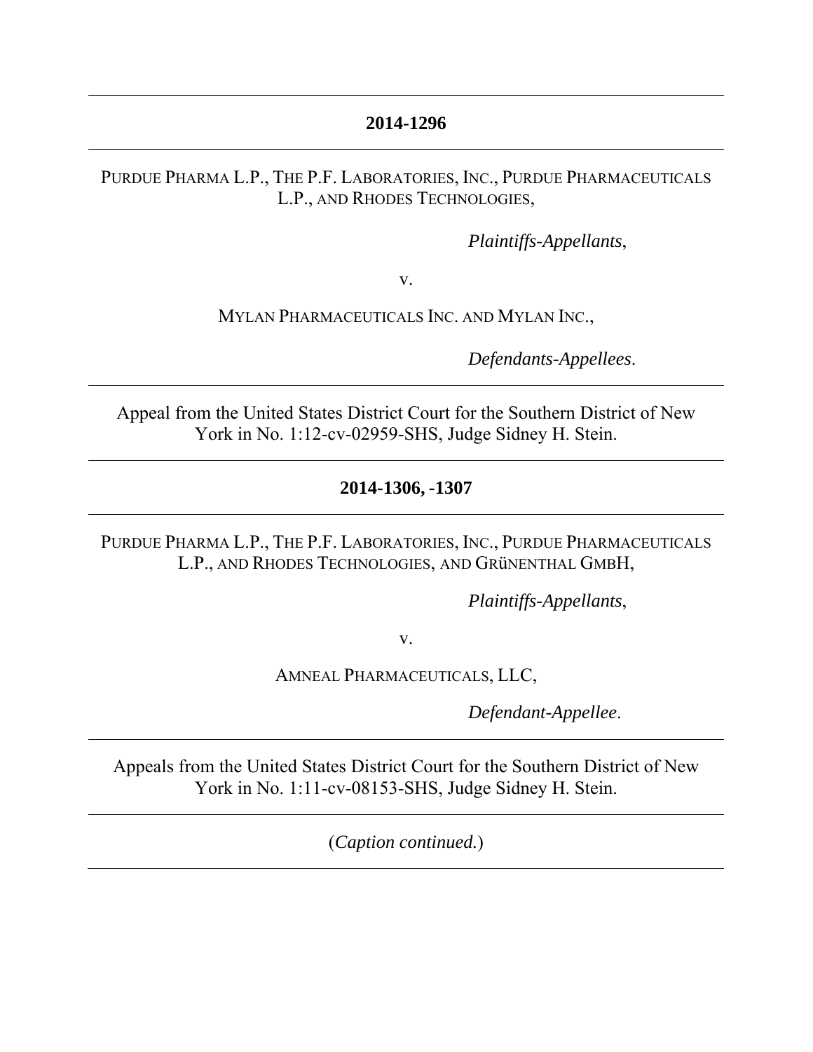**2014-1296**

---

PURDUE PHARMA L.P., THE P.F. LABORATORIES, INC., PURDUE PHARMACEUTICALS L.P., AND RHODES TECHNOLOGIES,

*Plaintiffs-Appellants*,

v.

MYLAN PHARMACEUTICALS INC. AND MYLAN INC.,

*Defendants-Appellees*.

---

Appeal from the United States District Court for the Southern District of New York in No. 1:12-cv-02959-SHS, Judge Sidney H. Stein.

---

**2014-1306, -1307**

---

PURDUE PHARMA L.P., THE P.F. LABORATORIES, INC., PURDUE PHARMACEUTICALS L.P., AND RHODES TECHNOLOGIES, AND GRüNENTHAL GMBH,

*Plaintiffs-Appellants*,

v.

AMNEAL PHARMACEUTICALS, LLC,

*Defendant-Appellee*.

---

Appeals from the United States District Court for the Southern District of New York in No. 1:11-cv-08153-SHS, Judge Sidney H. Stein.

---

(*Caption continued.*)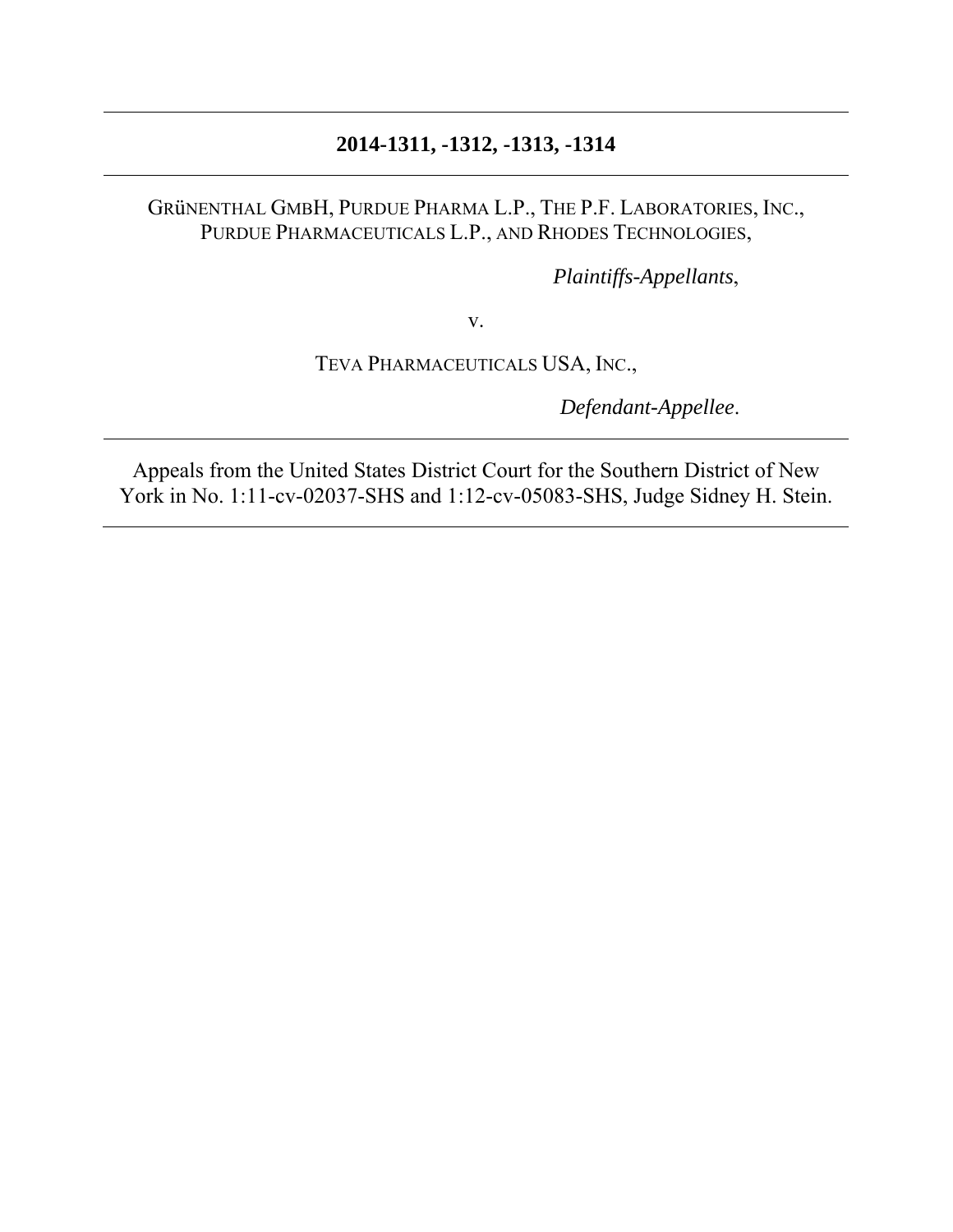---

**2014-1311, -1312, -1313, -1314**

---

GRÜNENTHAL GMBH, PURDUE PHARMA L.P., THE P.F. LABORATORIES, INC., PURDUE PHARMACEUTICALS L.P., AND RHODES TECHNOLOGIES,

*Plaintiffs-Appellants*,

v.

TEVA PHARMACEUTICALS USA, INC.,

*Defendant-Appellee*.

---

Appeals from the United States District Court for the Southern District of New York in No. 1:11-cv-02037-SHS and 1:12-cv-05083-SHS, Judge Sidney H. Stein.

---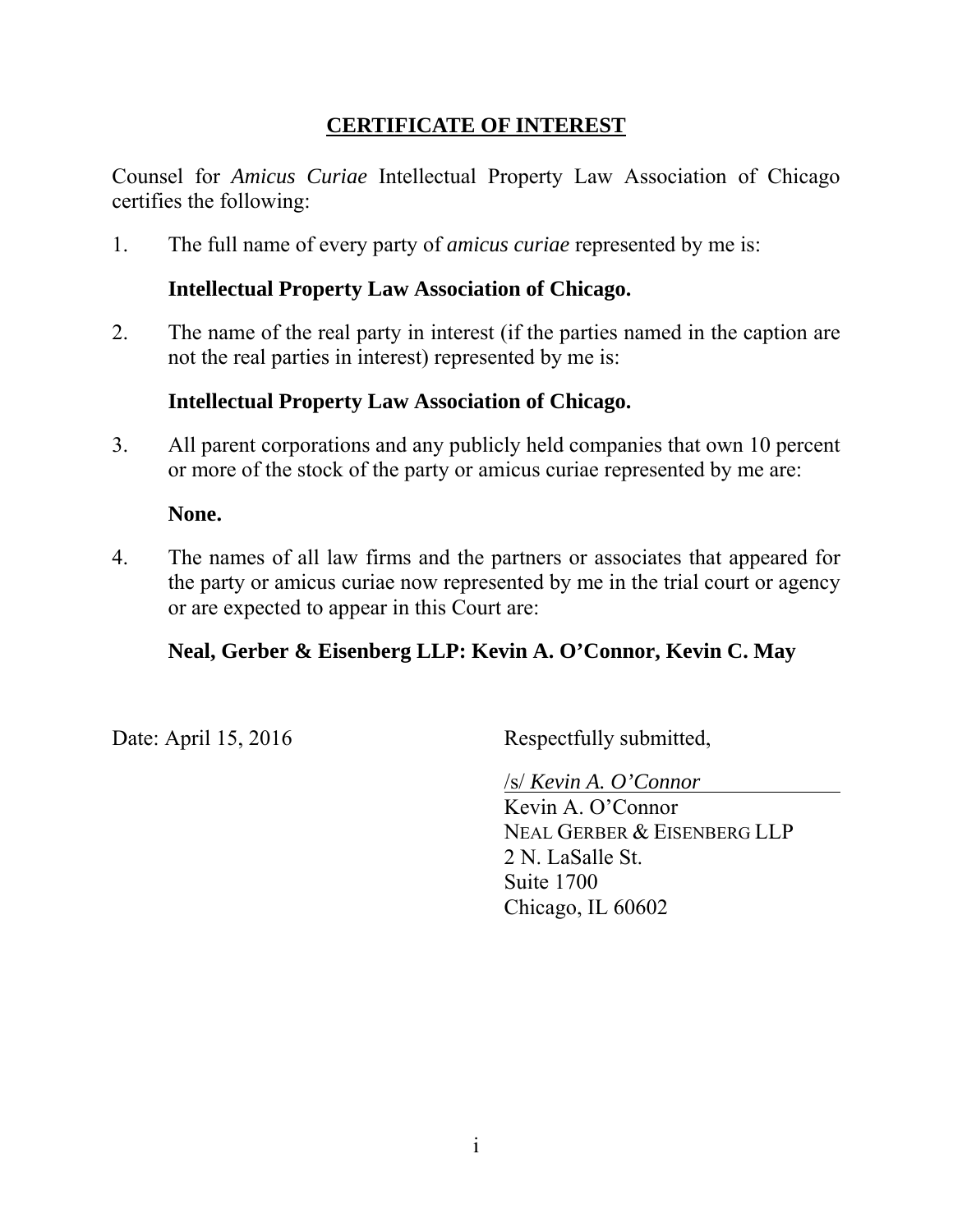# **CERTIFICATE OF INTEREST**

Counsel for *Amicus Curiae* Intellectual Property Law Association of Chicago certifies the following:

1. The full name of every party of *amicus curiae* represented by me is:

   **Intellectual Property Law Association of Chicago.**

2. The name of the real party in interest (if the parties named in the caption are not the real parties in interest) represented by me is:

   **Intellectual Property Law Association of Chicago.**

3. All parent corporations and any publicly held companies that own 10 percent or more of the stock of the party or amicus curiae represented by me are:

   **None.**

4. The names of all law firms and the partners or associates that appeared for the party or amicus curiae now represented by me in the trial court or agency or are expected to appear in this Court are:

   **Neal, Gerber & Eisenberg LLP: Kevin A. O'Connor, Kevin C. May**

Date: April 15, 2016

Respectfully submitted,

/s/ *Kevin A. O'Connor*
Kevin A. O'Connor
NEAL GERBER & EISENBERG LLP
2 N. LaSalle St.
Suite 1700
Chicago, IL 60602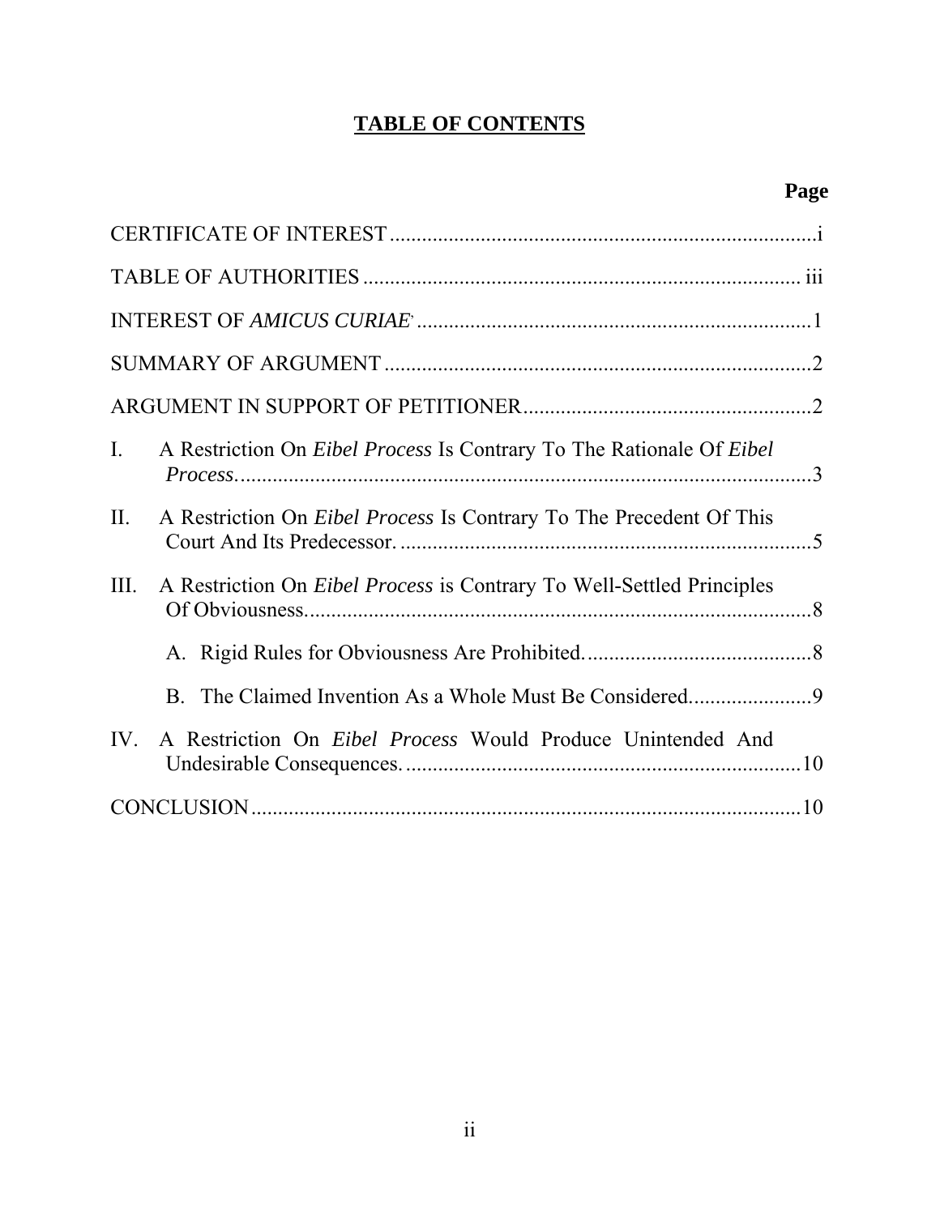# TABLE OF CONTENTS

| | Page |
|---|---|
| CERTIFICATE OF INTEREST | i |
| TABLE OF AUTHORITIES | iii |
| INTEREST OF *AMICUS CURIAE* | 1 |
| SUMMARY OF ARGUMENT | 2 |
| ARGUMENT IN SUPPORT OF PETITIONER | 2 |
| I. A Restriction On *Eibel Process* Is Contrary To The Rationale Of *Eibel Process*. | 3 |
| II. A Restriction On *Eibel Process* Is Contrary To The Precedent Of This Court And Its Predecessor. | 5 |
| III. A Restriction On *Eibel Process* is Contrary To Well-Settled Principles Of Obviousness. | 8 |
| A. Rigid Rules for Obviousness Are Prohibited. | 8 |
| B. The Claimed Invention As a Whole Must Be Considered. | 9 |
| IV. A Restriction On *Eibel Process* Would Produce Unintended And Undesirable Consequences. | 10 |
| CONCLUSION | 10 |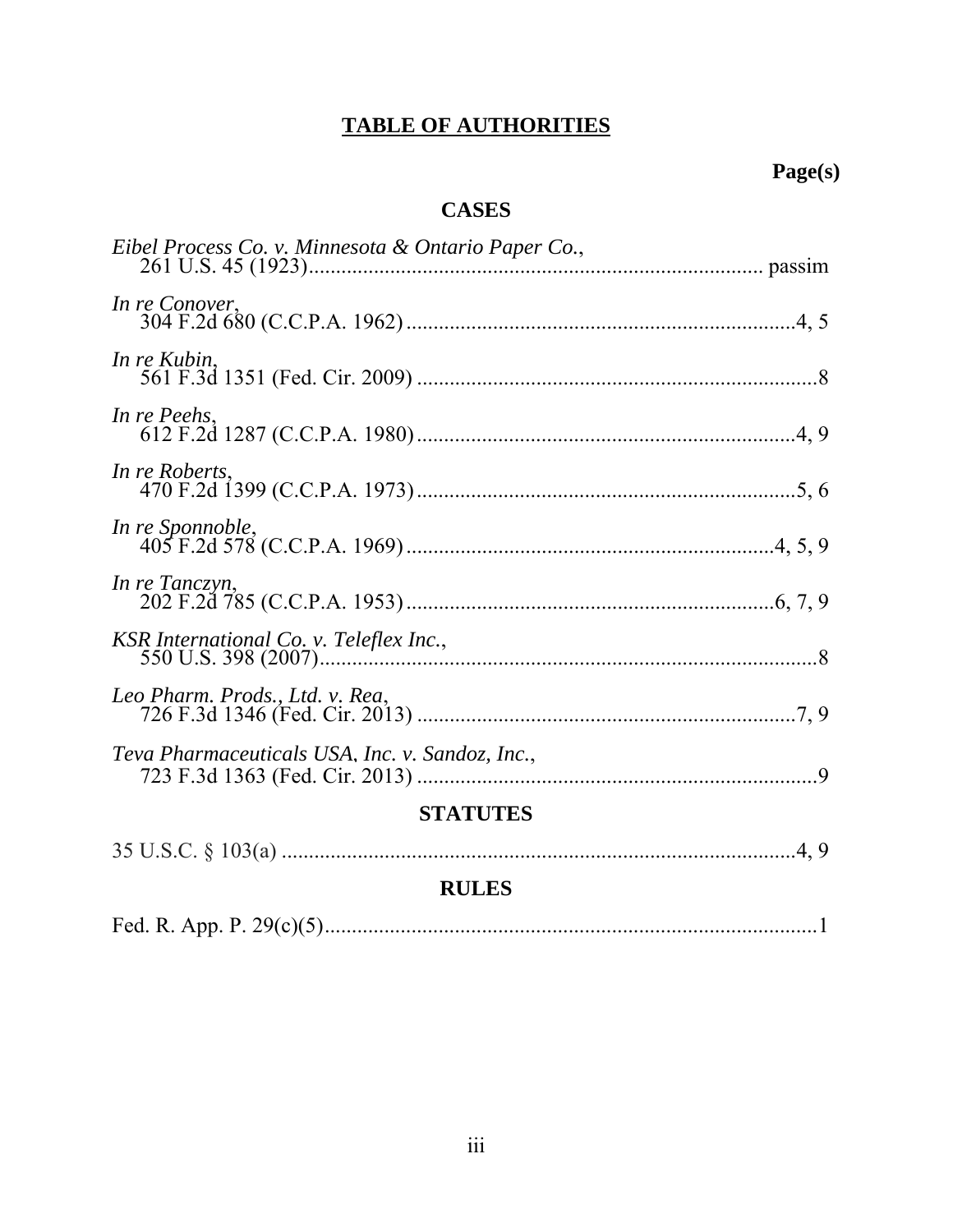# TABLE OF AUTHORITIES

**Page(s)**

## CASES

*Eibel Process Co. v. Minnesota & Ontario Paper Co.*,
261 U.S. 45 (1923) .......... passim

*In re Conover*,
304 F.2d 680 (C.C.P.A. 1962) .......... 4, 5

*In re Kubin*,
561 F.3d 1351 (Fed. Cir. 2009) .......... 8

*In re Peehs*,
612 F.2d 1287 (C.C.P.A. 1980) .......... 4, 9

*In re Roberts*,
470 F.2d 1399 (C.C.P.A. 1973) .......... 5, 6

*In re Sponnoble*,
405 F.2d 578 (C.C.P.A. 1969) .......... 4, 5, 9

*In re Tanczyn*,
202 F.2d 785 (C.C.P.A. 1953) .......... 6, 7, 9

*KSR International Co. v. Teleflex Inc.*,
550 U.S. 398 (2007) .......... 8

*Leo Pharm. Prods., Ltd. v. Rea*,
726 F.3d 1346 (Fed. Cir. 2013) .......... 7, 9

*Teva Pharmaceuticals USA, Inc. v. Sandoz, Inc.*,
723 F.3d 1363 (Fed. Cir. 2013) .......... 9

## STATUTES

35 U.S.C. § 103(a) .......... 4, 9

## RULES

Fed. R. App. P. 29(c)(5) .......... 1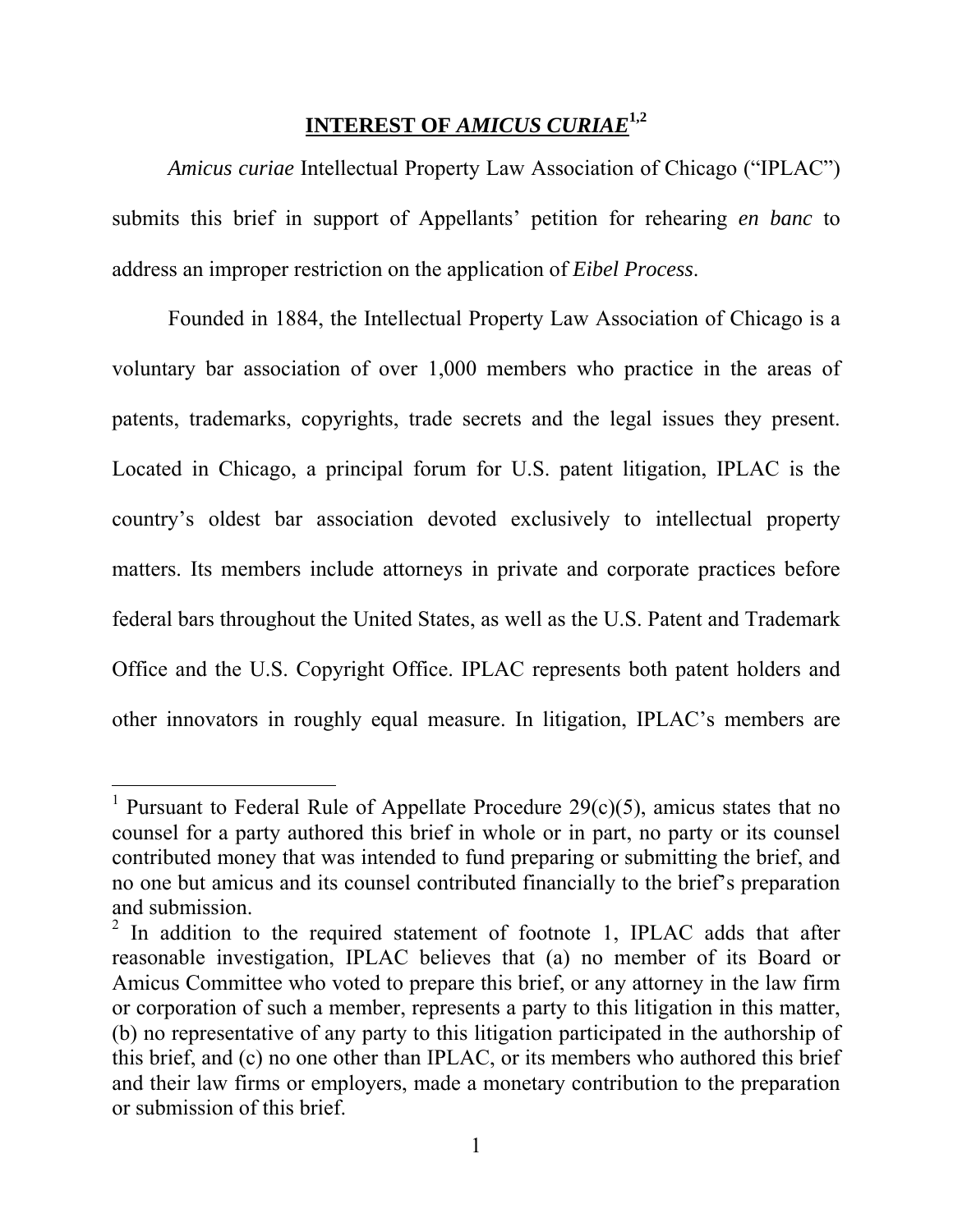## INTEREST OF *AMICUS CURIAE*[1,2]

*Amicus curiae* Intellectual Property Law Association of Chicago ("IPLAC") submits this brief in support of Appellants' petition for rehearing *en banc* to address an improper restriction on the application of *Eibel Process*.

Founded in 1884, the Intellectual Property Law Association of Chicago is a voluntary bar association of over 1,000 members who practice in the areas of patents, trademarks, copyrights, trade secrets and the legal issues they present. Located in Chicago, a principal forum for U.S. patent litigation, IPLAC is the country's oldest bar association devoted exclusively to intellectual property matters. Its members include attorneys in private and corporate practices before federal bars throughout the United States, as well as the U.S. Patent and Trademark Office and the U.S. Copyright Office. IPLAC represents both patent holders and other innovators in roughly equal measure. In litigation, IPLAC's members are

---

[1] Pursuant to Federal Rule of Appellate Procedure 29(c)(5), amicus states that no counsel for a party authored this brief in whole or in part, no party or its counsel contributed money that was intended to fund preparing or submitting the brief, and no one but amicus and its counsel contributed financially to the brief's preparation and submission.

[2] In addition to the required statement of footnote 1, IPLAC adds that after reasonable investigation, IPLAC believes that (a) no member of its Board or Amicus Committee who voted to prepare this brief, or any attorney in the law firm or corporation of such a member, represents a party to this litigation in this matter, (b) no representative of any party to this litigation participated in the authorship of this brief, and (c) no one other than IPLAC, or its members who authored this brief and their law firms or employers, made a monetary contribution to the preparation or submission of this brief.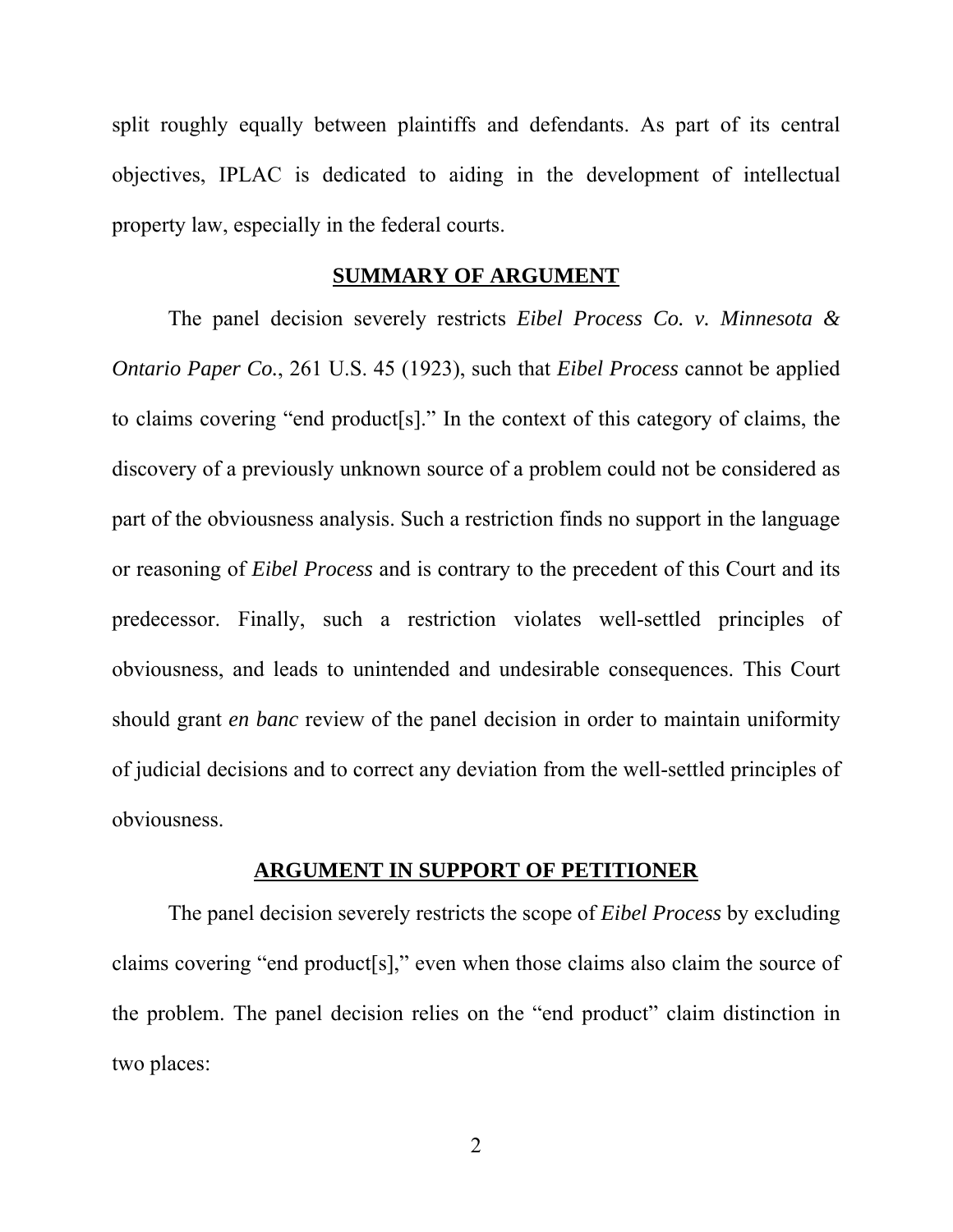split roughly equally between plaintiffs and defendants. As part of its central objectives, IPLAC is dedicated to aiding in the development of intellectual property law, especially in the federal courts.

## SUMMARY OF ARGUMENT

The panel decision severely restricts *Eibel Process Co. v. Minnesota & Ontario Paper Co.*, 261 U.S. 45 (1923), such that *Eibel Process* cannot be applied to claims covering "end product[s]." In the context of this category of claims, the discovery of a previously unknown source of a problem could not be considered as part of the obviousness analysis. Such a restriction finds no support in the language or reasoning of *Eibel Process* and is contrary to the precedent of this Court and its predecessor. Finally, such a restriction violates well-settled principles of obviousness, and leads to unintended and undesirable consequences. This Court should grant *en banc* review of the panel decision in order to maintain uniformity of judicial decisions and to correct any deviation from the well-settled principles of obviousness.

## ARGUMENT IN SUPPORT OF PETITIONER

The panel decision severely restricts the scope of *Eibel Process* by excluding claims covering "end product[s]," even when those claims also claim the source of the problem. The panel decision relies on the "end product" claim distinction in two places: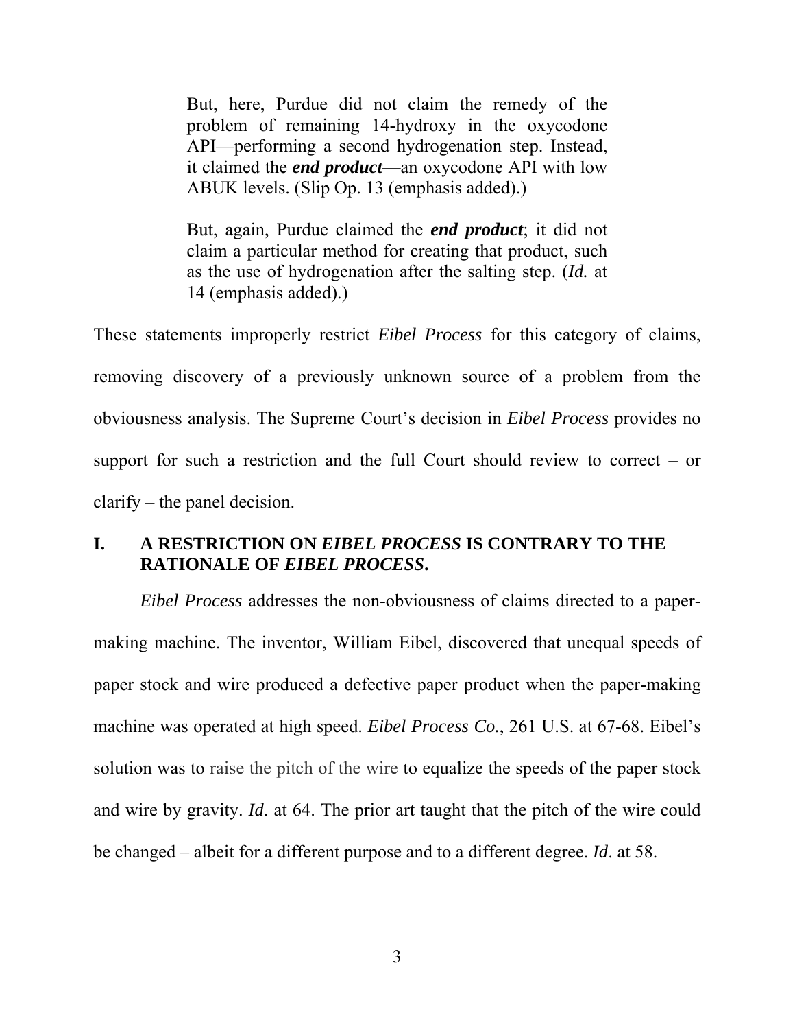> But, here, Purdue did not claim the remedy of the problem of remaining 14-hydroxy in the oxycodone API—performing a second hydrogenation step. Instead, it claimed the ***end product***—an oxycodone API with low ABUK levels. (Slip Op. 13 (emphasis added).)
>
> But, again, Purdue claimed the ***end product***; it did not claim a particular method for creating that product, such as the use of hydrogenation after the salting step. (*Id.* at 14 (emphasis added).)

These statements improperly restrict *Eibel Process* for this category of claims, removing discovery of a previously unknown source of a problem from the obviousness analysis. The Supreme Court's decision in *Eibel Process* provides no support for such a restriction and the full Court should review to correct – or clarify – the panel decision.

## I. A RESTRICTION ON *EIBEL PROCESS* IS CONTRARY TO THE RATIONALE OF *EIBEL PROCESS*.

*Eibel Process* addresses the non-obviousness of claims directed to a paper-making machine. The inventor, William Eibel, discovered that unequal speeds of paper stock and wire produced a defective paper product when the paper-making machine was operated at high speed. *Eibel Process Co.*, 261 U.S. at 67-68. Eibel's solution was to raise the pitch of the wire to equalize the speeds of the paper stock and wire by gravity. *Id*. at 64. The prior art taught that the pitch of the wire could be changed – albeit for a different purpose and to a different degree. *Id*. at 58.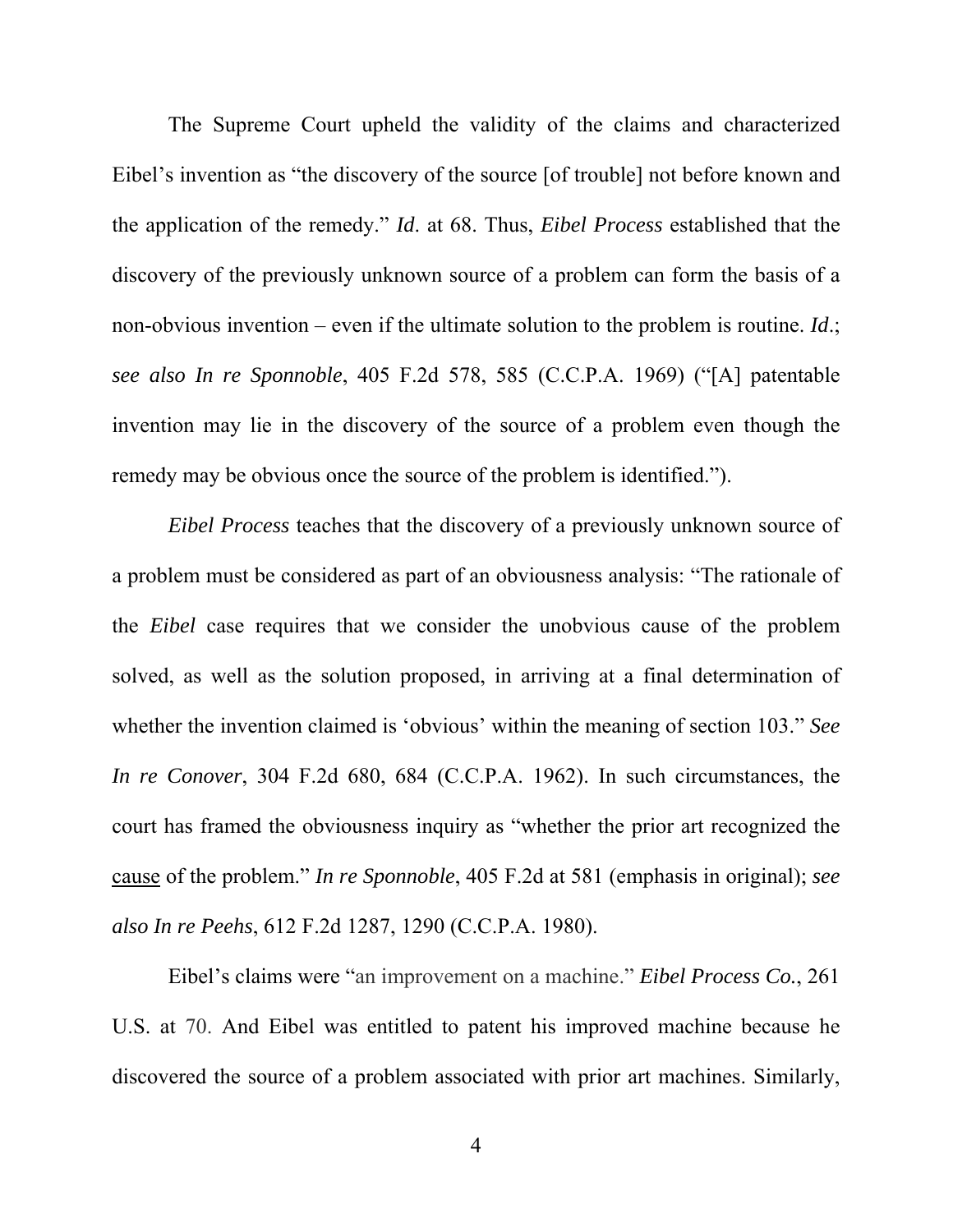The Supreme Court upheld the validity of the claims and characterized Eibel's invention as "the discovery of the source [of trouble] not before known and the application of the remedy." *Id*. at 68. Thus, *Eibel Process* established that the discovery of the previously unknown source of a problem can form the basis of a non-obvious invention – even if the ultimate solution to the problem is routine. *Id*.; *see also In re Sponnoble*, 405 F.2d 578, 585 (C.C.P.A. 1969) ("[A] patentable invention may lie in the discovery of the source of a problem even though the remedy may be obvious once the source of the problem is identified.").

*Eibel Process* teaches that the discovery of a previously unknown source of a problem must be considered as part of an obviousness analysis: "The rationale of the *Eibel* case requires that we consider the unobvious cause of the problem solved, as well as the solution proposed, in arriving at a final determination of whether the invention claimed is 'obvious' within the meaning of section 103." *See In re Conover*, 304 F.2d 680, 684 (C.C.P.A. 1962). In such circumstances, the court has framed the obviousness inquiry as "whether the prior art recognized the <u>cause</u> of the problem." *In re Sponnoble*, 405 F.2d at 581 (emphasis in original); *see also In re Peehs*, 612 F.2d 1287, 1290 (C.C.P.A. 1980).

Eibel's claims were "an improvement on a machine." ***Eibel Process Co.***, 261 U.S. at 70. And Eibel was entitled to patent his improved machine because he discovered the source of a problem associated with prior art machines. Similarly,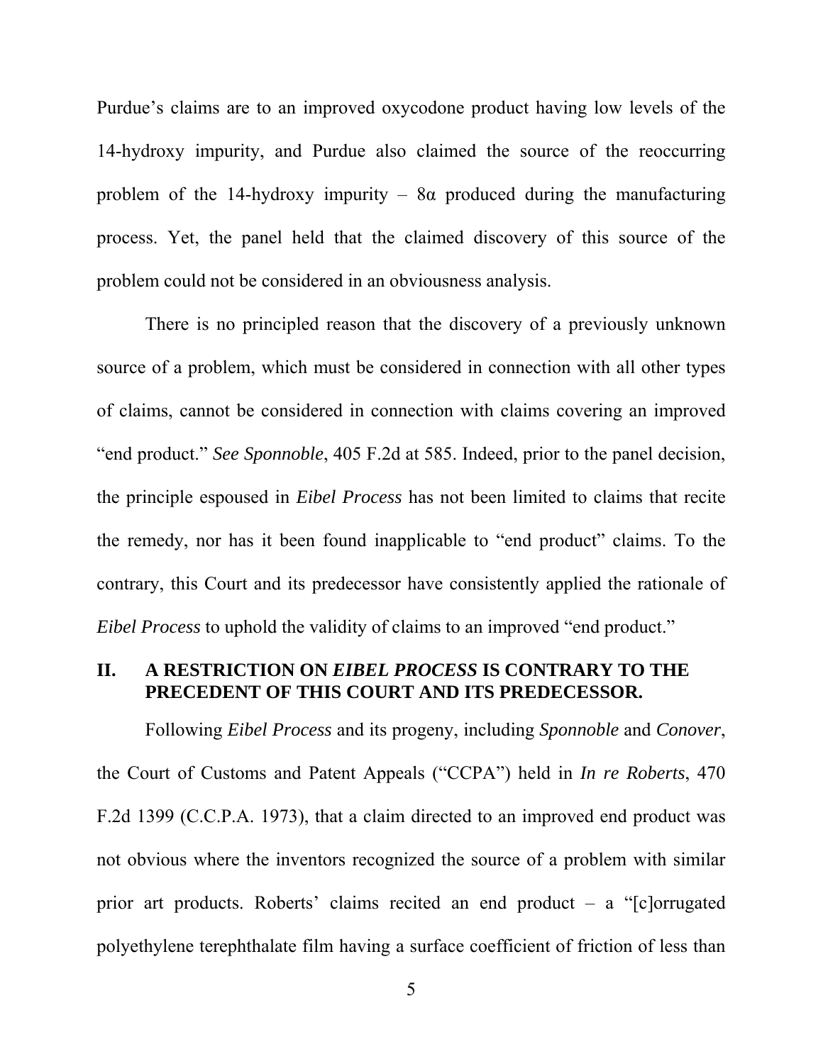Purdue's claims are to an improved oxycodone product having low levels of the 14-hydroxy impurity, and Purdue also claimed the source of the reoccurring problem of the 14-hydroxy impurity – 8α produced during the manufacturing process. Yet, the panel held that the claimed discovery of this source of the problem could not be considered in an obviousness analysis.

There is no principled reason that the discovery of a previously unknown source of a problem, which must be considered in connection with all other types of claims, cannot be considered in connection with claims covering an improved "end product." *See Sponnoble*, 405 F.2d at 585. Indeed, prior to the panel decision, the principle espoused in *Eibel Process* has not been limited to claims that recite the remedy, nor has it been found inapplicable to "end product" claims. To the contrary, this Court and its predecessor have consistently applied the rationale of *Eibel Process* to uphold the validity of claims to an improved "end product."

## II. A RESTRICTION ON *EIBEL PROCESS* IS CONTRARY TO THE PRECEDENT OF THIS COURT AND ITS PREDECESSOR.

Following *Eibel Process* and its progeny, including *Sponnoble* and *Conover*, the Court of Customs and Patent Appeals ("CCPA") held in *In re Roberts*, 470 F.2d 1399 (C.C.P.A. 1973), that a claim directed to an improved end product was not obvious where the inventors recognized the source of a problem with similar prior art products. Roberts' claims recited an end product – a "[c]orrugated polyethylene terephthalate film having a surface coefficient of friction of less than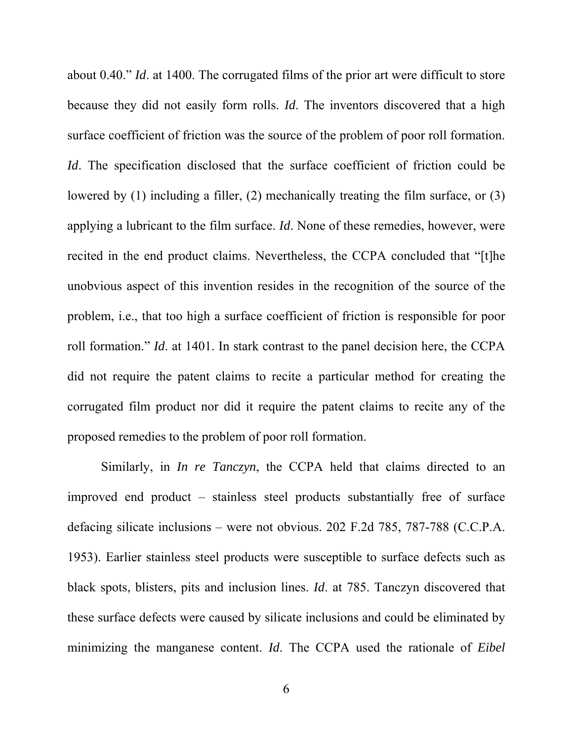about 0.40." *Id*. at 1400. The corrugated films of the prior art were difficult to store because they did not easily form rolls. *Id*. The inventors discovered that a high surface coefficient of friction was the source of the problem of poor roll formation. *Id*. The specification disclosed that the surface coefficient of friction could be lowered by (1) including a filler, (2) mechanically treating the film surface, or (3) applying a lubricant to the film surface. *Id*. None of these remedies, however, were recited in the end product claims. Nevertheless, the CCPA concluded that "[t]he unobvious aspect of this invention resides in the recognition of the source of the problem, i.e., that too high a surface coefficient of friction is responsible for poor roll formation." *Id*. at 1401. In stark contrast to the panel decision here, the CCPA did not require the patent claims to recite a particular method for creating the corrugated film product nor did it require the patent claims to recite any of the proposed remedies to the problem of poor roll formation.

Similarly, in *In re Tanczyn*, the CCPA held that claims directed to an improved end product – stainless steel products substantially free of surface defacing silicate inclusions – were not obvious. 202 F.2d 785, 787-788 (C.C.P.A. 1953). Earlier stainless steel products were susceptible to surface defects such as black spots, blisters, pits and inclusion lines. *Id*. at 785. Tanczyn discovered that these surface defects were caused by silicate inclusions and could be eliminated by minimizing the manganese content. *Id*. The CCPA used the rationale of *Eibel*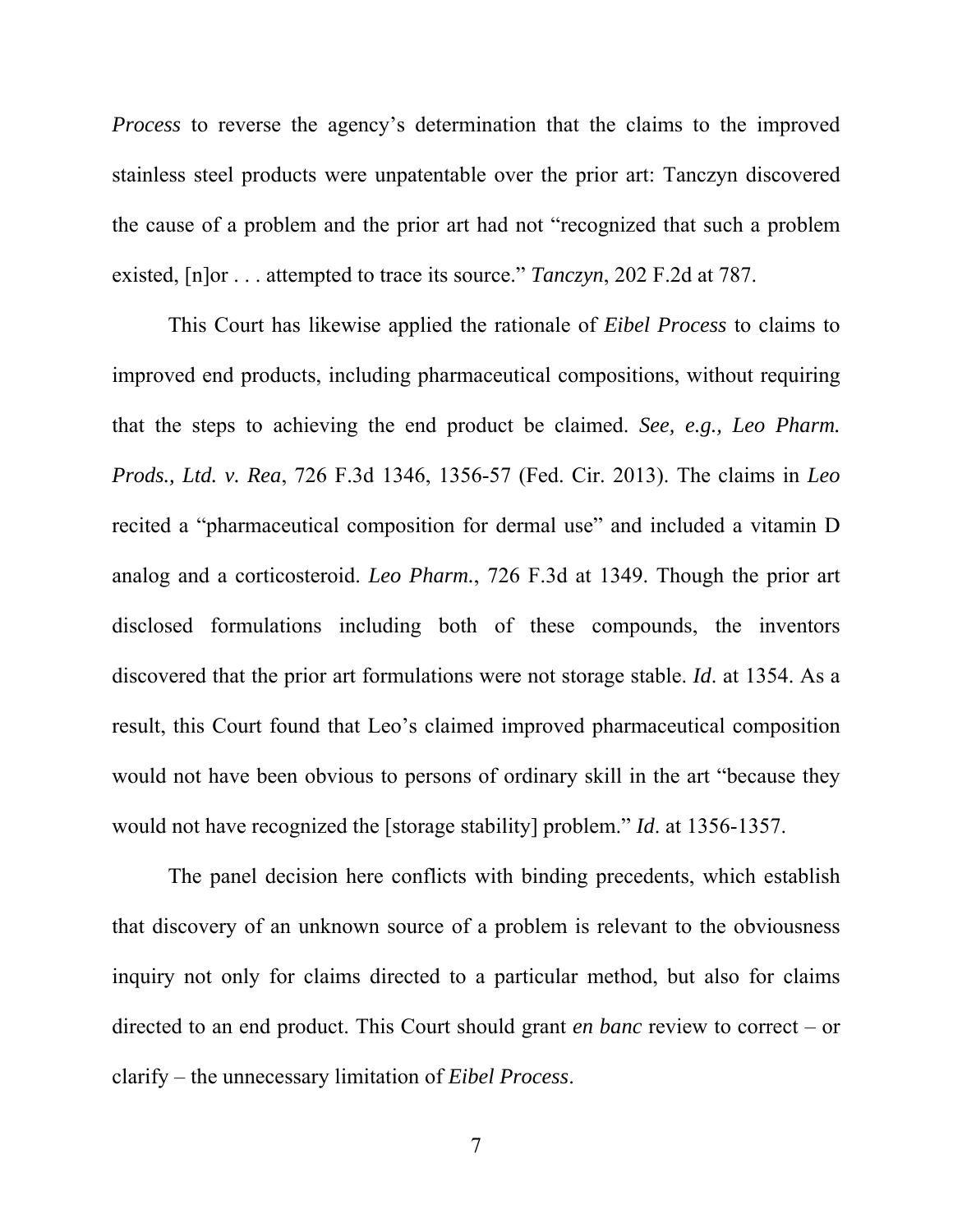*Process* to reverse the agency's determination that the claims to the improved stainless steel products were unpatentable over the prior art: Tanczyn discovered the cause of a problem and the prior art had not "recognized that such a problem existed, [n]or . . . attempted to trace its source." *Tanczyn*, 202 F.2d at 787.

This Court has likewise applied the rationale of *Eibel Process* to claims to improved end products, including pharmaceutical compositions, without requiring that the steps to achieving the end product be claimed. *See, e.g., Leo Pharm. Prods., Ltd. v. Rea*, 726 F.3d 1346, 1356-57 (Fed. Cir. 2013). The claims in *Leo* recited a "pharmaceutical composition for dermal use" and included a vitamin D analog and a corticosteroid. *Leo Pharm.*, 726 F.3d at 1349. Though the prior art disclosed formulations including both of these compounds, the inventors discovered that the prior art formulations were not storage stable. *Id*. at 1354. As a result, this Court found that Leo's claimed improved pharmaceutical composition would not have been obvious to persons of ordinary skill in the art "because they would not have recognized the [storage stability] problem." *Id*. at 1356-1357.

The panel decision here conflicts with binding precedents, which establish that discovery of an unknown source of a problem is relevant to the obviousness inquiry not only for claims directed to a particular method, but also for claims directed to an end product. This Court should grant *en banc* review to correct – or clarify – the unnecessary limitation of *Eibel Process*.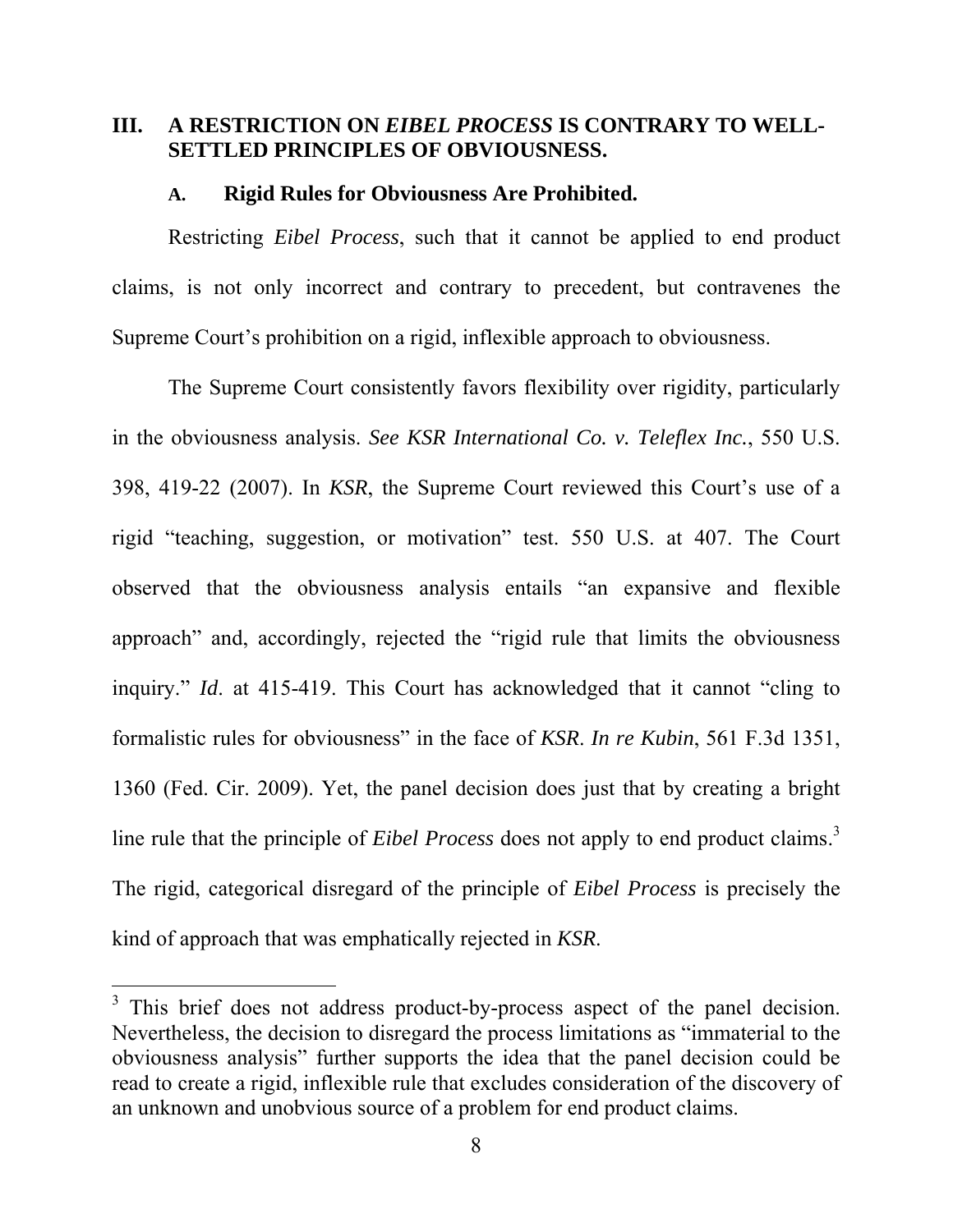## III. A RESTRICTION ON *EIBEL PROCESS* IS CONTRARY TO WELL-SETTLED PRINCIPLES OF OBVIOUSNESS.

### A. Rigid Rules for Obviousness Are Prohibited.

Restricting *Eibel Process*, such that it cannot be applied to end product claims, is not only incorrect and contrary to precedent, but contravenes the Supreme Court's prohibition on a rigid, inflexible approach to obviousness.

The Supreme Court consistently favors flexibility over rigidity, particularly in the obviousness analysis. *See KSR International Co. v. Teleflex Inc.*, 550 U.S. 398, 419-22 (2007). In *KSR*, the Supreme Court reviewed this Court's use of a rigid "teaching, suggestion, or motivation" test. 550 U.S. at 407. The Court observed that the obviousness analysis entails "an expansive and flexible approach" and, accordingly, rejected the "rigid rule that limits the obviousness inquiry." *Id*. at 415-419. This Court has acknowledged that it cannot "cling to formalistic rules for obviousness" in the face of *KSR*. *In re Kubin*, 561 F.3d 1351, 1360 (Fed. Cir. 2009). Yet, the panel decision does just that by creating a bright line rule that the principle of *Eibel Process* does not apply to end product claims.[3] The rigid, categorical disregard of the principle of *Eibel Process* is precisely the kind of approach that was emphatically rejected in *KSR*.

[3] This brief does not address product-by-process aspect of the panel decision. Nevertheless, the decision to disregard the process limitations as "immaterial to the obviousness analysis" further supports the idea that the panel decision could be read to create a rigid, inflexible rule that excludes consideration of the discovery of an unknown and unobvious source of a problem for end product claims.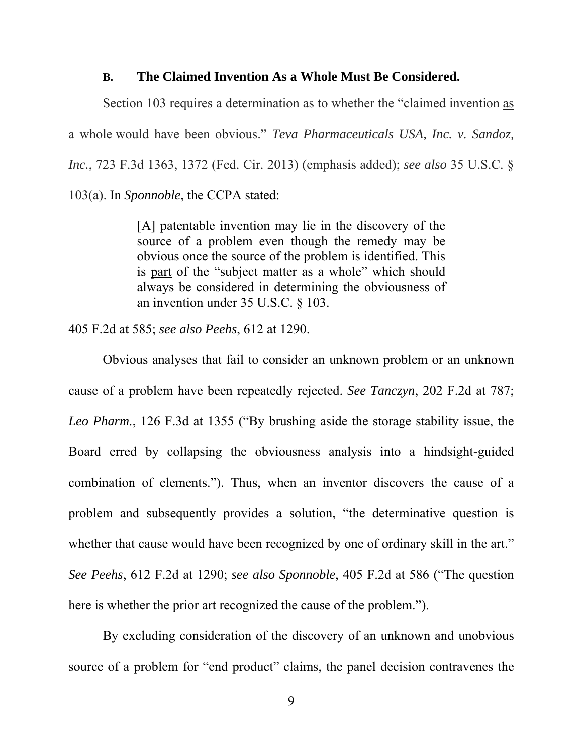### B. The Claimed Invention As a Whole Must Be Considered.

Section 103 requires a determination as to whether the "claimed invention as a whole would have been obvious." *Teva Pharmaceuticals USA, Inc. v. Sandoz, Inc.*, 723 F.3d 1363, 1372 (Fed. Cir. 2013) (emphasis added); *see also* 35 U.S.C. § 103(a). In *Sponnoble*, the CCPA stated:

> [A] patentable invention may lie in the discovery of the source of a problem even though the remedy may be obvious once the source of the problem is identified. This is part of the "subject matter as a whole" which should always be considered in determining the obviousness of an invention under 35 U.S.C. § 103.

405 F.2d at 585; *see also Peehs*, 612 at 1290.

Obvious analyses that fail to consider an unknown problem or an unknown cause of a problem have been repeatedly rejected. *See Tanczyn*, 202 F.2d at 787; *Leo Pharm.*, 126 F.3d at 1355 ("By brushing aside the storage stability issue, the Board erred by collapsing the obviousness analysis into a hindsight-guided combination of elements."). Thus, when an inventor discovers the cause of a problem and subsequently provides a solution, "the determinative question is whether that cause would have been recognized by one of ordinary skill in the art." *See Peehs*, 612 F.2d at 1290; *see also Sponnoble*, 405 F.2d at 586 ("The question here is whether the prior art recognized the cause of the problem.").

By excluding consideration of the discovery of an unknown and unobvious source of a problem for "end product" claims, the panel decision contravenes the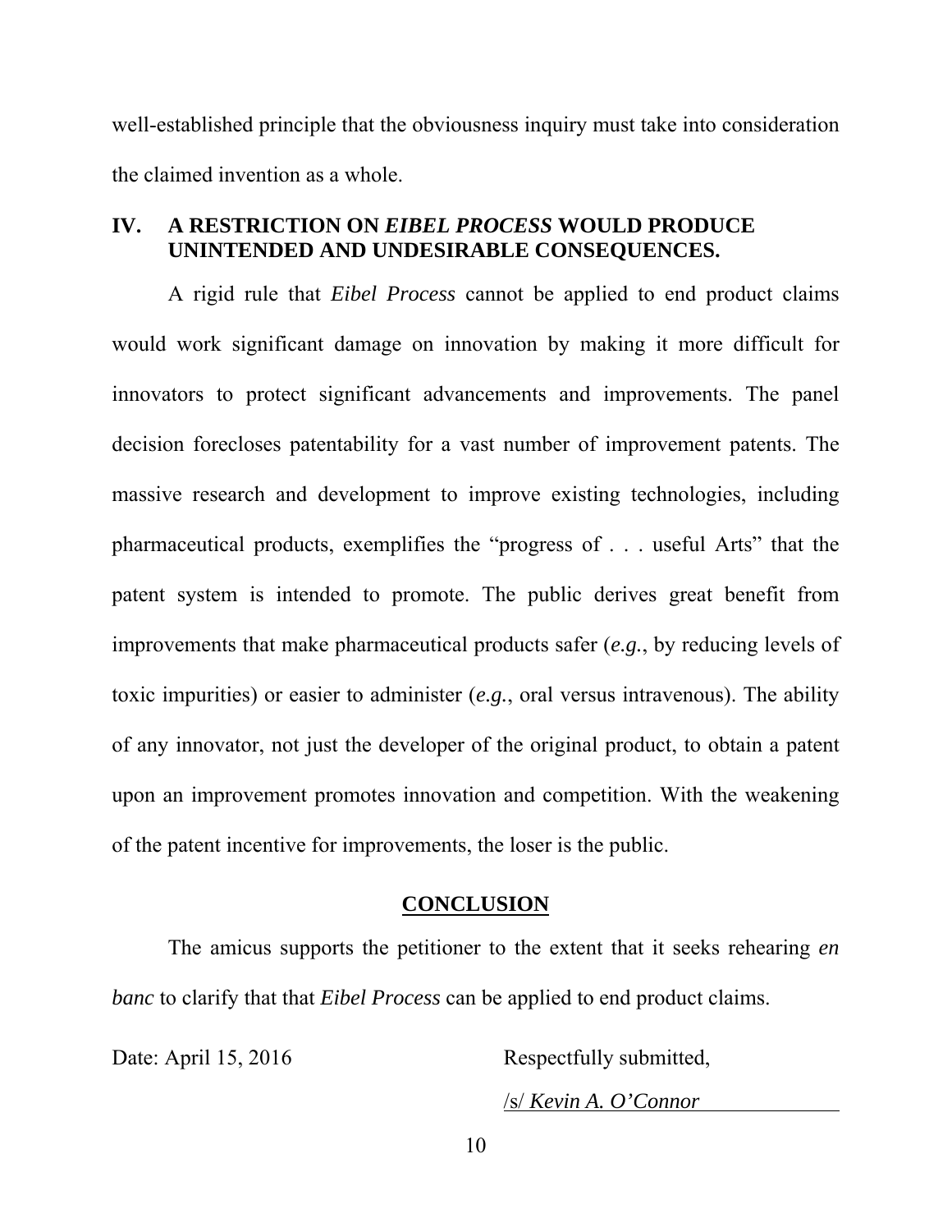well-established principle that the obviousness inquiry must take into consideration the claimed invention as a whole.

## IV. A RESTRICTION ON *EIBEL PROCESS* WOULD PRODUCE UNINTENDED AND UNDESIRABLE CONSEQUENCES.

A rigid rule that *Eibel Process* cannot be applied to end product claims would work significant damage on innovation by making it more difficult for innovators to protect significant advancements and improvements. The panel decision forecloses patentability for a vast number of improvement patents. The massive research and development to improve existing technologies, including pharmaceutical products, exemplifies the "progress of . . . useful Arts" that the patent system is intended to promote. The public derives great benefit from improvements that make pharmaceutical products safer (*e.g.*, by reducing levels of toxic impurities) or easier to administer (*e.g.*, oral versus intravenous). The ability of any innovator, not just the developer of the original product, to obtain a patent upon an improvement promotes innovation and competition. With the weakening of the patent incentive for improvements, the loser is the public.

## CONCLUSION

The amicus supports the petitioner to the extent that it seeks rehearing *en banc* to clarify that that *Eibel Process* can be applied to end product claims.

Date: April 15, 2016

Respectfully submitted,

/s/ *Kevin A. O'Connor*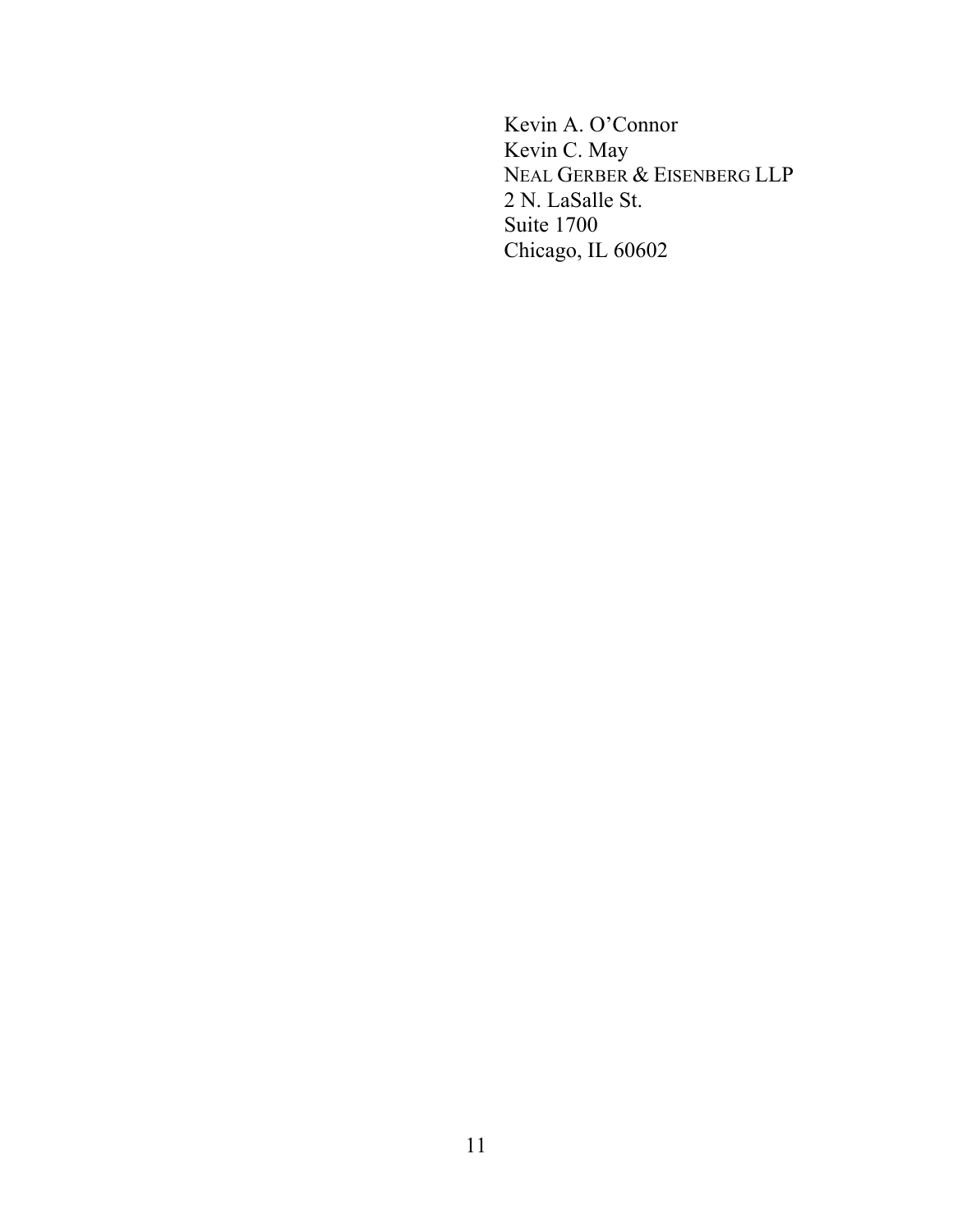Kevin A. O'Connor
Kevin C. May
NEAL GERBER & EISENBERG LLP
2 N. LaSalle St.
Suite 1700
Chicago, IL 60602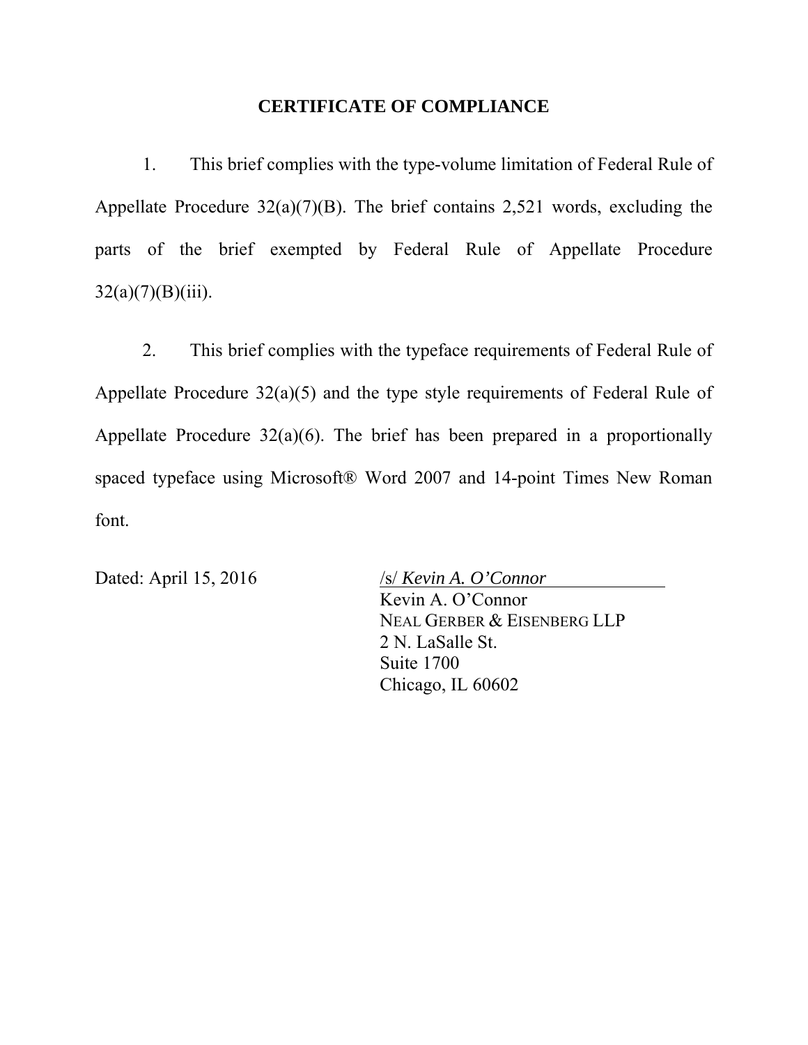## CERTIFICATE OF COMPLIANCE

1. This brief complies with the type-volume limitation of Federal Rule of Appellate Procedure 32(a)(7)(B). The brief contains 2,521 words, excluding the parts of the brief exempted by Federal Rule of Appellate Procedure 32(a)(7)(B)(iii).

2. This brief complies with the typeface requirements of Federal Rule of Appellate Procedure 32(a)(5) and the type style requirements of Federal Rule of Appellate Procedure 32(a)(6). The brief has been prepared in a proportionally spaced typeface using Microsoft® Word 2007 and 14-point Times New Roman font.

Dated: April 15, 2016

/s/ *Kevin A. O'Connor*
Kevin A. O'Connor
NEAL GERBER & EISENBERG LLP
2 N. LaSalle St.
Suite 1700
Chicago, IL 60602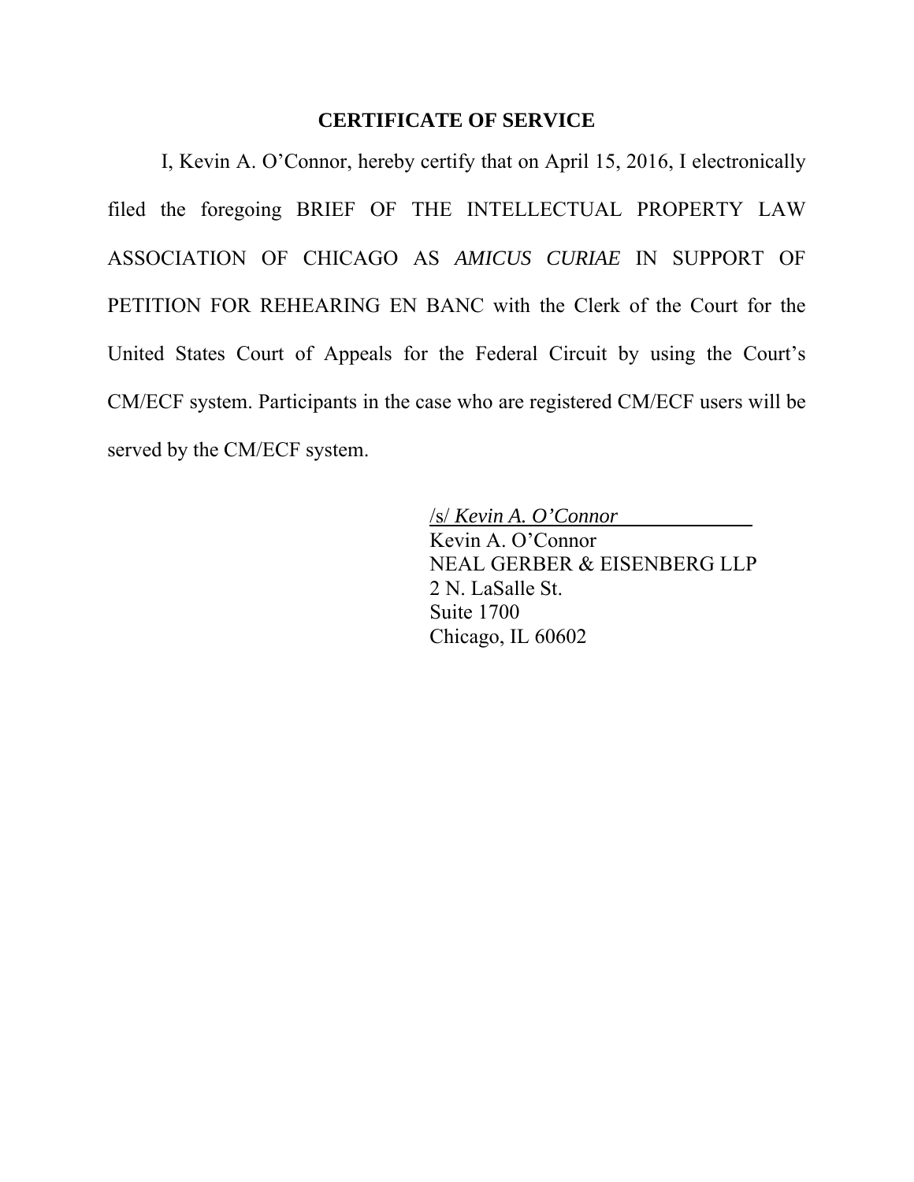## CERTIFICATE OF SERVICE

I, Kevin A. O'Connor, hereby certify that on April 15, 2016, I electronically filed the foregoing BRIEF OF THE INTELLECTUAL PROPERTY LAW ASSOCIATION OF CHICAGO AS *AMICUS CURIAE* IN SUPPORT OF PETITION FOR REHEARING EN BANC with the Clerk of the Court for the United States Court of Appeals for the Federal Circuit by using the Court's CM/ECF system. Participants in the case who are registered CM/ECF users will be served by the CM/ECF system.

/s/ *Kevin A. O'Connor*
Kevin A. O'Connor
NEAL GERBER & EISENBERG LLP
2 N. LaSalle St.
Suite 1700
Chicago, IL 60602